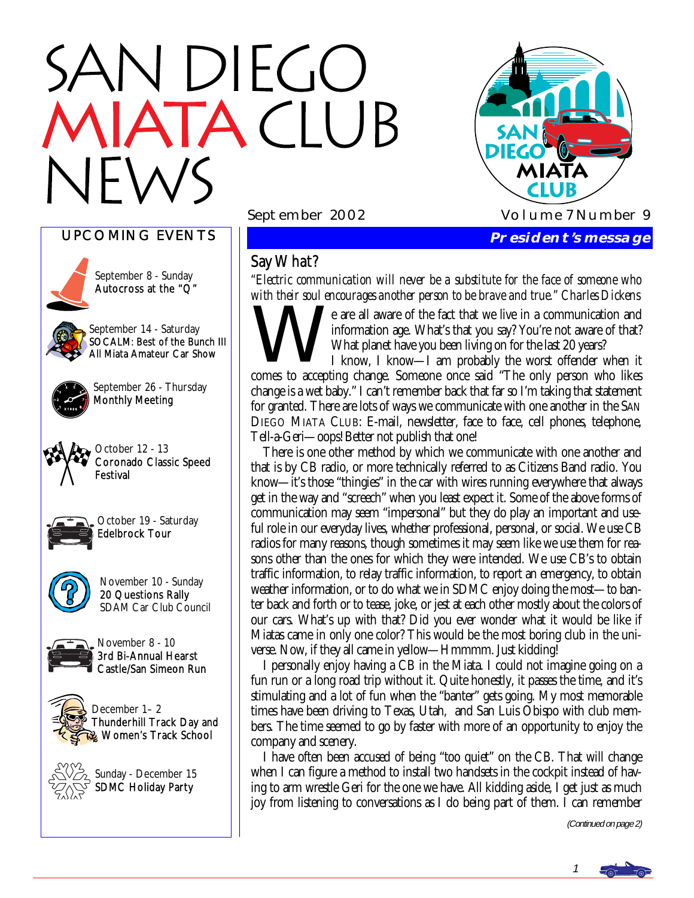# SAN DIEGO MIATA CLUB NEWS

September 2002 Volume 7 Number 9

## UPCOMING EVENTS

September 8 - Sunday
**Autocross at the "Q"**

September 14 - Saturday
**SOCALM: Best of the Bunch III All Miata Amateur Car Show**

September 26 - Thursday
**Monthly Meeting**

October 12 - 13
**Coronado Classic Speed Festival**

October 19 - Saturday
**Edelbrock Tour**

November 10 - Sunday
**20 Questions Rally**
SDAM Car Club Council

November 8 - 10
**3rd Bi-Annual Hearst Castle/San Simeon Run**

December 1– 2
**Thunderhill Track Day and Women's Track School**

Sunday - December 15
**SDMC Holiday Party**

## President's message

### Say What?

*"Electric communication will never be a substitute for the face of someone who with their soul encourages another person to be brave and true." Charles Dickens*

We are all aware of the fact that we live in a communication and information age. What's that you say? You're not aware of that? What planet have you been living on for the last 20 years?

I know, I know—I am probably the worst offender when it comes to accepting change. Someone once said "The only person who likes change is a wet baby." I can't remember back that far so I'm taking that statement for granted. There are lots of ways we communicate with one another in the SAN DIEGO MIATA CLUB: E-mail, newsletter, face to face, cell phones, telephone, Tell-a-Geri—oops! Better not publish that one!

There is one other method by which we communicate with one another and that is by CB radio, or more technically referred to as Citizens Band radio. You know—it's those "thingies" in the car with wires running everywhere that always get in the way and "screech" when you least expect it. Some of the above forms of communication may seem "impersonal" but they do play an important and useful role in our everyday lives, whether professional, personal, or social. We use CB radios for many reasons, though sometimes it may seem like we use them for reasons other than the ones for which they were intended. We use CB's to obtain traffic information, to relay traffic information, to report an emergency, to obtain weather information, or to do what we in SDMC enjoy doing the most—to banter back and forth or to tease, joke, or jest at each other mostly about the colors of our cars. What's up with that? Did you ever wonder what it would be like if Miatas came in only one color? This would be the most boring club in the universe. Now, if they all came in yellow—Hmmmm. Just kidding!

I personally enjoy having a CB in the Miata. I could not imagine going on a fun run or a long road trip without it. Quite honestly, it passes the time, and it's stimulating and a lot of fun when the "banter" gets going. My most memorable times have been driving to Texas, Utah, and San Luis Obispo with club members. The time seemed to go by faster with more of an opportunity to enjoy the company and scenery.

I have often been accused of being "too quiet" on the CB. That will change when I can figure a method to install two handsets in the cockpit instead of having to arm wrestle Geri for the one we have. All kidding aside, I get just as much joy from listening to conversations as I do being part of them. I can remember

*(Continued on page 2)*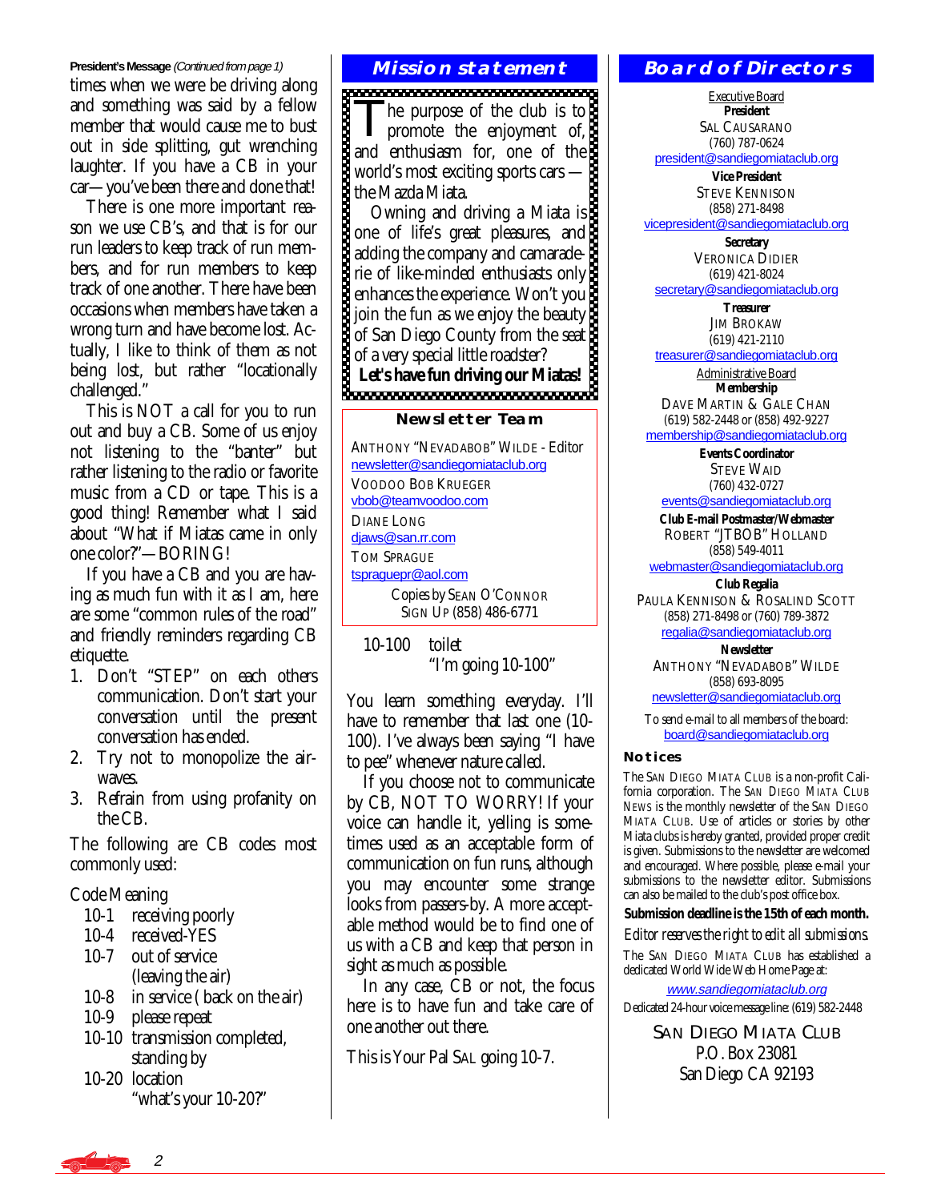**President's Message** *(Continued from page 1)*

times when we were be driving along and something was said by a fellow member that would cause me to bust out in side splitting, gut wrenching laughter. If you have a CB in your car—you've been there and done that!

There is one more important reason we use CB's, and that is for our run leaders to keep track of run members, and for run members to keep track of one another. There have been occasions when members have taken a wrong turn and have become lost. Actually, I like to think of them as not being lost, but rather "locationally challenged."

This is NOT a call for you to run out and buy a CB. Some of us enjoy not listening to the "banter" but rather listening to the radio or favorite music from a CD or tape. This is a good thing! Remember what I said about "What if Miatas came in only one color?"—BORING!

If you have a CB and you are having as much fun with it as I am, here are some "common rules of the road" and friendly reminders regarding CB etiquette.

1. Don't "STEP" on each others communication. Don't start your conversation until the present conversation has ended.
2. Try not to monopolize the airwaves.
3. Refrain from using profanity on the CB.

The following are CB codes most commonly used:

| Code | Meaning |
|---|---|
| 10-1 | receiving poorly |
| 10-4 | received-YES |
| 10-7 | out of service (leaving the air) |
| 10-8 | in service ( back on the air) |
| 10-9 | please repeat |
| 10-10 | transmission completed, standing by |
| 10-20 | location "what's your 10-20?" |
| 10-100 | toilet "I'm going 10-100" |

You learn something everyday. I'll have to remember that last one (10-100). I've always been saying "I have to pee" whenever nature called.

If you choose not to communicate by CB, NOT TO WORRY! If your voice can handle it, yelling is sometimes used as an acceptable form of communication on fun runs, although you may encounter some strange looks from passers-by. A more acceptable method would be to find one of us with a CB and keep that person in sight as much as possible.

In any case, CB or not, the focus here is to have fun and take care of one another out there.

This is Your Pal SAL going 10-7.

## Mission statement

The purpose of the club is to promote the enjoyment of, and enthusiasm for, one of the world's most exciting sports cars — the Mazda Miata.

Owning and driving a Miata is one of life's great pleasures, and adding the company and camaraderie of like-minded enthusiasts only enhances the experience. Won't you join the fun as we enjoy the beauty of San Diego County from the seat of a very special little roadster?

**Let's have fun driving our Miatas!**

## Newsletter Team

ANTHONY "NEVADABOB" WILDE - Editor
newsletter@sandiegomiataclub.org

VOODOO BOB KRUEGER
vbob@teamvoodoo.com

DIANE LONG
djaws@san.rr.com

TOM SPRAGUE
tspraguepr@aol.com

Copies by SEAN O'CONNOR
SIGN UP (858) 486-6771

## Board of Directors

Executive Board

**President**
SAL CAUSARANO
(760) 787-0624
president@sandiegomiataclub.org

**Vice President**
STEVE KENNISON
(858) 271-8498
vicepresident@sandiegomiataclub.org

**Secretary**
VERONICA DIDIER
(619) 421-8024
secretary@sandiegomiataclub.org

**Treasurer**
JIM BROKAW
(619) 421-2110
treasurer@sandiegomiataclub.org

Administrative Board

**Membership**
DAVE MARTIN & GALE CHAN
(619) 582-2448 or (858) 492-9227
membership@sandiegomiataclub.org

**Events Coordinator**
STEVE WAID
(760) 432-0727
events@sandiegomiataclub.org

**Club E-mail Postmaster/Webmaster**
ROBERT "JTBOB" HOLLAND
(858) 549-4011
webmaster@sandiegomiataclub.org

**Club Regalia**
PAULA KENNISON & ROSALIND SCOTT
(858) 271-8498 or (760) 789-3872
regalia@sandiegomiataclub.org

**Newsletter**
ANTHONY "NEVADABOB" WILDE
(858) 693-8095
newsletter@sandiegomiataclub.org

To send e-mail to all members of the board:
board@sandiegomiataclub.org

### Notices

The SAN DIEGO MIATA CLUB is a non-profit California corporation. The SAN DIEGO MIATA CLUB NEWS is the monthly newsletter of the SAN DIEGO MIATA CLUB. Use of articles or stories by other Miata clubs is hereby granted, provided proper credit is given. Submissions to the newsletter are welcomed and encouraged. Where possible, please e-mail your submissions to the newsletter editor. Submissions can also be mailed to the club's post office box.

**Submission deadline is the 15th of each month.**

*Editor reserves the right to edit all submissions.*

The SAN DIEGO MIATA CLUB has established a dedicated World Wide Web Home Page at:

*www.sandiegomiataclub.org*

Dedicated 24-hour voice message line: (619) 582-2448

SAN DIEGO MIATA CLUB
P.O. Box 23081
San Diego CA 92193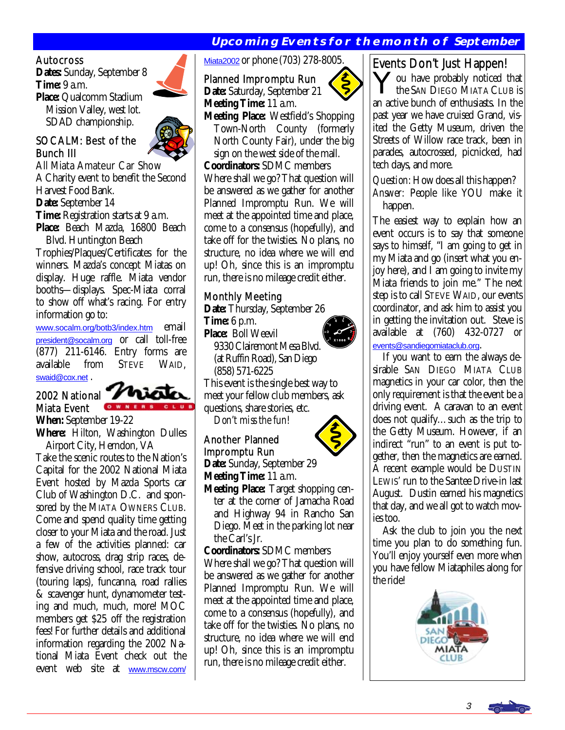## Upcoming Events for the month of September

### Autocross

**Dates:** Sunday, September 8
**Time:** 9 a.m.
**Place:** Qualcomm Stadium Mission Valley, west lot. SDAD championship.

### SOCALM: Best of the Bunch III

All Miata Amateur Car Show
A Charity event to benefit the Second Harvest Food Bank.
**Date:** September 14
**Time:** Registration starts at 9 a.m.
**Place:** Beach Mazda, 16800 Beach Blvd. Huntington Beach

Trophies/Plaques/Certificates for the winners. Mazda's concept Miatas on display. Huge raffle. Miata vendor booths—displays. Spec-Miata corral to show off what's racing. For entry information go to: www.socalm.org/botb3/index.htm email president@socalm.org or call toll-free (877) 211-6146. Entry forms are available from STEVE WAID, swaid@cox.net .

### 2002 National Miata Event

**When:** September 19-22
**Where:** Hilton, Washington Dulles Airport City, Herndon, VA

Take the scenic routes to the Nation's Capital for the 2002 National Miata Event hosted by Mazda Sports car Club of Washington D.C. and sponsored by the MIATA OWNERS CLUB. Come and spend quality time getting closer to your Miata and the road. Just a few of the activities planned: car show, autocross, drag strip races, defensive driving school, race track tour (touring laps), funcanna, road rallies & scavenger hunt, dynamometer testing and much, much, more! MOC members get $25 off the registration fees! For further details and additional information regarding the 2002 National Miata Event check out the event web site at www.mscw.com/Miata2002 or phone (703) 278-8005.

### Planned Impromptu Run

**Date:** Saturday, September 21
**Meeting Time:** 11 a.m.
**Meeting Place:** Westfield's Shopping Town-North County (formerly North County Fair), under the big sign on the west side of the mall.
**Coordinators:** SDMC members

Where shall we go? That question will be answered as we gather for another Planned Impromptu Run. We will meet at the appointed time and place, come to a consensus (hopefully), and take off for the twisties. No plans, no structure, no idea where we will end up! Oh, since this is an impromptu run, there is no mileage credit either.

### Monthly Meeting

**Date:** Thursday, September 26
**Time:** 6 p.m.
**Place:** Boll Weevil
9330 Clairemont Mesa Blvd.
(at Ruffin Road), San Diego
(858) 571-6225

This event is the single best way to meet your fellow club members, ask questions, share stories, etc.
*Don't miss the fun!*

### Another Planned Impromptu Run

**Date:** Sunday, September 29
**Meeting Time:** 11 a.m.
**Meeting Place:** Target shopping center at the corner of Jamacha Road and Highway 94 in Rancho San Diego. Meet in the parking lot near the Carl's Jr.
**Coordinators:** SDMC members

Where shall we go? That question will be answered as we gather for another Planned Impromptu Run. We will meet at the appointed time and place, come to a consensus (hopefully), and take off for the twisties. No plans, no structure, no idea where we will end up! Oh, since this is an impromptu run, there is no mileage credit either.

## Events Don't Just Happen!

You have probably noticed that the SAN DIEGO MIATA CLUB is an active bunch of enthusiasts. In the past year we have cruised Grand, visited the Getty Museum, driven the Streets of Willow race track, been in parades, autocrossed, picnicked, had tech days, and more.

*Question:* How does all this happen?
*Answer:* People like YOU make it happen.

The easiest way to explain how an event occurs is to say that someone says to himself, "I am going to get in my Miata and go (insert what you enjoy here), and I am going to invite my Miata friends to join me." The next step is to call STEVE WAID, our events coordinator, and ask him to assist you in getting the invitation out. Steve is available at (760) 432-0727 or events@sandiegomiataclub.org.

If you want to earn the always desirable SAN DIEGO MIATA CLUB magnetics in your car color, then the only requirement is that the event be a driving event. A caravan to an event does not qualify…such as the trip to the Getty Museum. However, if an indirect "run" to an event is put together, then the magnetics are earned. A recent example would be DUSTIN LEWIS' run to the Santee Drive-in last August. Dustin earned his magnetics that day, and we all got to watch movies too.

Ask the club to join you the next time you plan to do something fun. You'll enjoy yourself even more when you have fellow Miataphiles along for the ride!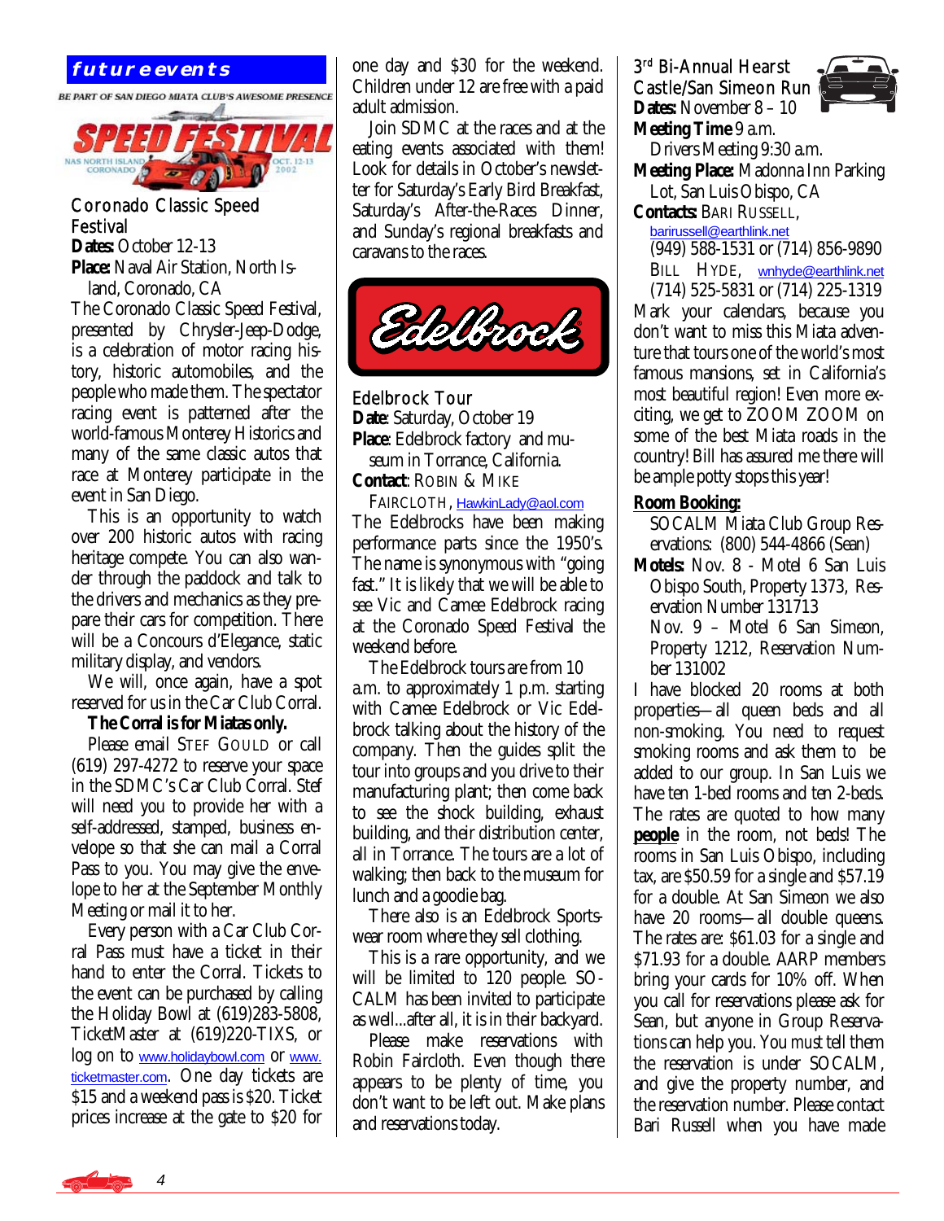## future events

BE PART OF SAN DIEGO MIATA CLUB'S AWESOME PRESENCE

SPEED FESTIVAL

NAS NORTH ISLAND CORONADO — OCT. 12-13 2002

### Coronado Classic Speed Festival

**Dates:** October 12-13

**Place:** Naval Air Station, North Island, Coronado, CA

The Coronado Classic Speed Festival, presented by Chrysler-Jeep-Dodge, is a celebration of motor racing history, historic automobiles, and the people who made them. The spectator racing event is patterned after the world-famous Monterey Historics and many of the same classic autos that race at Monterey participate in the event in San Diego.

This is an opportunity to watch over 200 historic autos with racing heritage compete. You can also wander through the paddock and talk to the drivers and mechanics as they prepare their cars for competition. There will be a Concours d'Elegance, static military display, and vendors.

We will, once again, have a spot reserved for us in the Car Club Corral.

**The Corral is for Miatas only.**

Please email Stef Gould or call (619) 297-4272 to reserve your space in the SDMC's Car Club Corral. Stef will need you to provide her with a self-addressed, stamped, business envelope so that she can mail a Corral Pass to you. You may give the envelope to her at the September Monthly Meeting or mail it to her.

Every person with a Car Club Corral Pass must have a ticket in their hand to enter the Corral. Tickets to the event can be purchased by calling the Holiday Bowl at (619)283-5808, TicketMaster at (619)220-TIXS, or log on to www.holidaybowl.com or www.ticketmaster.com. One day tickets are $15 and a weekend pass is $20. Ticket prices increase at the gate to $20 for one day and $30 for the weekend. Children under 12 are free with a paid adult admission.

Join SDMC at the races and at the eating events associated with them! Look for details in October's newsletter for Saturday's Early Bird Breakfast, Saturday's After-the-Races Dinner, and Sunday's regional breakfasts and caravans to the races.

Edelbrock

### Edelbrock Tour

**Date**: Saturday, October 19

**Place**: Edelbrock factory and museum in Torrance, California.

**Contact**: Robin & Mike Faircloth, HawkinLady@aol.com

The Edelbrocks have been making performance parts since the 1950's. The name is synonymous with "going fast." It is likely that we will be able to see Vic and Camee Edelbrock racing at the Coronado Speed Festival the weekend before.

The Edelbrock tours are from 10 a.m. to approximately 1 p.m. starting with Camee Edelbrock or Vic Edelbrock talking about the history of the company. Then the guides split the tour into groups and you drive to their manufacturing plant; then come back to see the shock building, exhaust building, and their distribution center, all in Torrance. The tours are a lot of walking; then back to the museum for lunch and a goodie bag.

There also is an Edelbrock Sportswear room where they sell clothing.

This is a rare opportunity, and we will be limited to 120 people. SOCALM has been invited to participate as well...after all, it is in their backyard.

Please make reservations with Robin Faircloth. Even though there appears to be plenty of time, you don't want to be left out. Make plans and reservations today.

### 3rd Bi-Annual Hearst Castle/San Simeon Run

**Dates:** November 8 – 10

**Meeting Time** 9 a.m.
Drivers Meeting 9:30 a.m.

**Meeting Place:** Madonna Inn Parking Lot, San Luis Obispo, CA

**Contacts:** Bari Russell, barirussell@earthlink.net
(949) 588-1531 or (714) 856-9890
Bill Hyde, wnhyde@earthlink.net
(714) 525-5831 or (714) 225-1319

Mark your calendars, because you don't want to miss this Miata adventure that tours one of the world's most famous mansions, set in California's most beautiful region! Even more exciting, we get to ZOOM ZOOM on some of the best Miata roads in the country! Bill has assured me there will be ample potty stops this year!

**Room Booking:**

SOCALM Miata Club Group Reservations: (800) 544-4866 (Sean)

**Motels:** Nov. 8 - Motel 6 San Luis Obispo South, Property 1373, Reservation Number 131713
Nov. 9 – Motel 6 San Simeon, Property 1212, Reservation Number 131002

I have blocked 20 rooms at both properties—all queen beds and all non-smoking. You need to request smoking rooms and ask them to be added to our group. In San Luis we have ten 1-bed rooms and ten 2-beds. The rates are quoted to how many **people** in the room, not beds! The rooms in San Luis Obispo, including tax, are $50.59 for a single and $57.19 for a double. At San Simeon we also have 20 rooms—all double queens. The rates are: $61.03 for a single and $71.93 for a double. AARP members bring your cards for 10% off. When you call for reservations please ask for Sean, but anyone in Group Reservations can help you. You must tell them the reservation is under SOCALM, and give the property number, and the reservation number. Please contact Bari Russell when you have made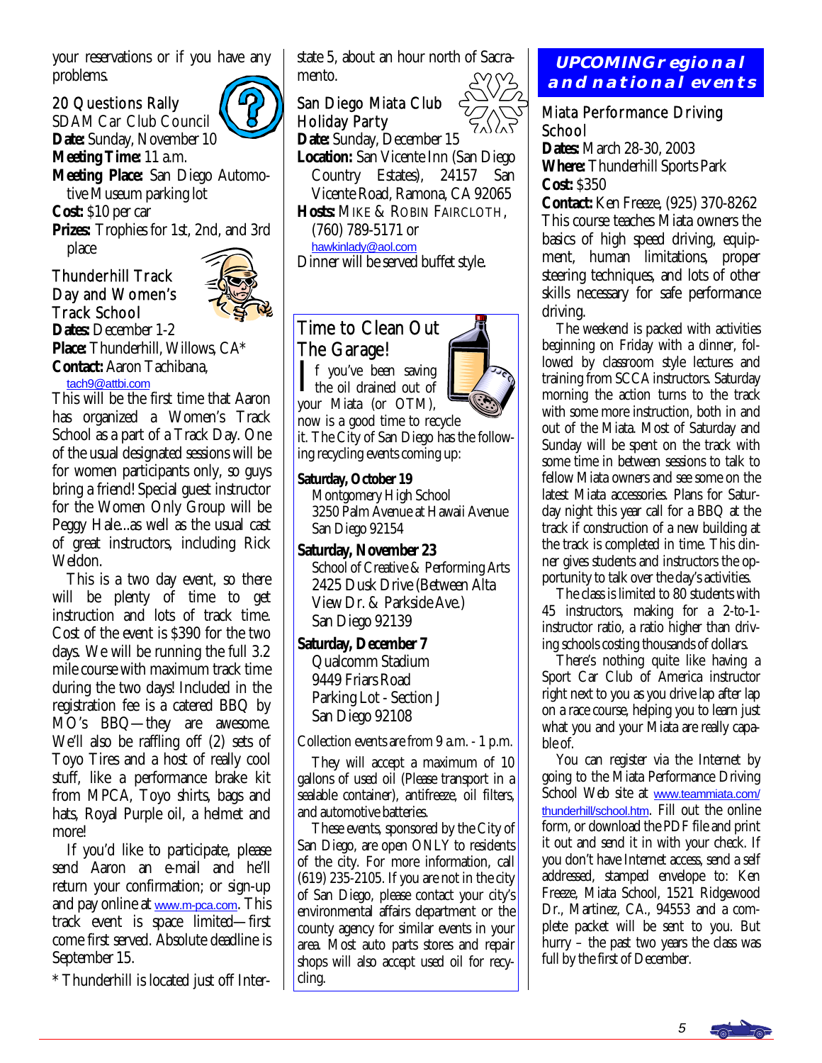your reservations or if you have any problems.

### 20 Questions Rally

SDAM Car Club Council
**Date:** Sunday, November 10
**Meeting Time:** 11 a.m.
**Meeting Place:** San Diego Automotive Museum parking lot
**Cost:** $10 per car
**Prizes:** Trophies for 1st, 2nd, and 3rd place

### Thunderhill Track Day and Women's Track School

**Dates:** December 1-2
**Place:** Thunderhill, Willows, CA*
**Contact:** Aaron Tachibana, tach9@attbi.com

This will be the first time that Aaron has organized a Women's Track School as a part of a Track Day. One of the usual designated sessions will be for women participants only, so guys bring a friend! Special guest instructor for the Women Only Group will be Peggy Hale...as well as the usual cast of great instructors, including Rick Weldon.

This is a two day event, so there will be plenty of time to get instruction and lots of track time. Cost of the event is $390 for the two days. We will be running the full 3.2 mile course with maximum track time during the two days! Included in the registration fee is a catered BBQ by MO's BBQ—they are awesome. We'll also be raffling off (2) sets of Toyo Tires and a host of really cool stuff, like a performance brake kit from MPCA, Toyo shirts, bags and hats, Royal Purple oil, a helmet and more!

If you'd like to participate, please send Aaron an e-mail and he'll return your confirmation; or sign-up and pay online at www.m-pca.com. This track event is space limited—first come first served. Absolute deadline is September 15.

* Thunderhill is located just off Interstate 5, about an hour north of Sacramento.

### San Diego Miata Club Holiday Party

**Date:** Sunday, December 15
**Location:** San Vicente Inn (San Diego Country Estates), 24157 San Vicente Road, Ramona, CA 92065
**Hosts:** Mike & Robin Faircloth, (760) 789-5171 or hawkinlady@aol.com

Dinner will be served buffet style.

### Time to Clean Out The Garage!

If you've been saving the oil drained out of your Miata (or OTM), now is a good time to recycle it. The City of San Diego has the following recycling events coming up:

**Saturday, October 19**
Montgomery High School
3250 Palm Avenue at Hawaii Avenue
San Diego 92154

**Saturday, November 23**
School of Creative & Performing Arts
2425 Dusk Drive (Between Alta View Dr. & Parkside Ave.)
San Diego 92139

**Saturday, December 7**
Qualcomm Stadium
9449 Friars Road
Parking Lot - Section J
San Diego 92108

Collection events are from 9 a.m. - 1 p.m.

They will accept a maximum of 10 gallons of used oil (Please transport in a sealable container), antifreeze, oil filters, and automotive batteries.

These events, sponsored by the City of San Diego, are open ONLY to residents of the city. For more information, call (619) 235-2105. If you are not in the city of San Diego, please contact your city's environmental affairs department or the county agency for similar events in your area. Most auto parts stores and repair shops will also accept used oil for recycling.

## UPCOMING regional and national events

### Miata Performance Driving School

**Dates:** March 28-30, 2003
**Where:** Thunderhill Sports Park
**Cost:** $350
**Contact:** Ken Freeze, (925) 370-8262

This course teaches Miata owners the basics of high speed driving, equipment, human limitations, proper steering techniques, and lots of other skills necessary for safe performance driving.

The weekend is packed with activities beginning on Friday with a dinner, followed by classroom style lectures and training from SCCA instructors. Saturday morning the action turns to the track with some more instruction, both in and out of the Miata. Most of Saturday and Sunday will be spent on the track with some time in between sessions to talk to fellow Miata owners and see some on the latest Miata accessories. Plans for Saturday night this year call for a BBQ at the track if construction of a new building at the track is completed in time. This dinner gives students and instructors the opportunity to talk over the day's activities.

The class is limited to 80 students with 45 instructors, making for a 2-to-1-instructor ratio, a ratio higher than driving schools costing thousands of dollars.

There's nothing quite like having a Sport Car Club of America instructor right next to you as you drive lap after lap on a race course, helping you to learn just what you and your Miata are really capable of.

You can register via the Internet by going to the Miata Performance Driving School Web site at www.teammiata.com/thunderhill/school.htm. Fill out the online form, or download the PDF file and print it out and send it in with your check. If you don't have Internet access, send a self addressed, stamped envelope to: Ken Freeze, Miata School, 1521 Ridgewood Dr., Martinez, CA., 94553 and a complete packet will be sent to you. But hurry – the past two years the class was full by the first of December.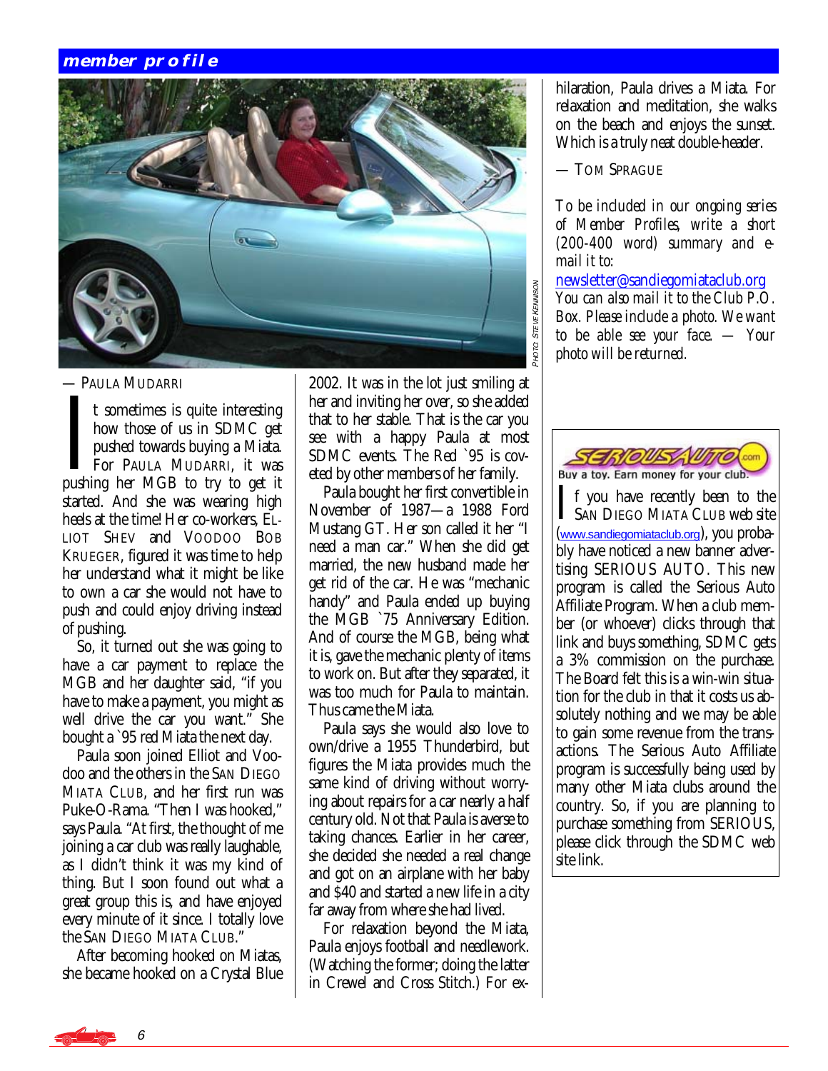## member profile

PHOTO: STEVE KENNISON

— PAULA MUDARRI

It sometimes is quite interesting how those of us in SDMC get pushed towards buying a Miata. For PAULA MUDARRI, it was pushing her MGB to try to get it started. And she was wearing high heels at the time! Her co-workers, ELLIOT SHEV and VOODOO BOB KRUEGER, figured it was time to help her understand what it might be like to own a car she would not have to push and could enjoy driving instead of pushing.

So, it turned out she was going to have a car payment to replace the MGB and her daughter said, "if you have to make a payment, you might as well drive the car you want." She bought a `95 red Miata the next day.

Paula soon joined Elliot and Voodoo and the others in the SAN DIEGO MIATA CLUB, and her first run was Puke-O-Rama. "Then I was hooked," says Paula. "At first, the thought of me joining a car club was really laughable, as I didn't think it was my kind of thing. But I soon found out what a great group this is, and have enjoyed every minute of it since. I totally love the SAN DIEGO MIATA CLUB."

After becoming hooked on Miatas, she became hooked on a Crystal Blue 2002. It was in the lot just smiling at her and inviting her over, so she added that to her stable. That is the car you see with a happy Paula at most SDMC events. The Red `95 is coveted by other members of her family.

Paula bought her first convertible in November of 1987—a 1988 Ford Mustang GT. Her son called it her "I need a man car." When she did get married, the new husband made her get rid of the car. He was "mechanic handy" and Paula ended up buying the MGB `75 Anniversary Edition. And of course the MGB, being what it is, gave the mechanic plenty of items to work on. But after they separated, it was too much for Paula to maintain. Thus came the Miata.

Paula says she would also love to own/drive a 1955 Thunderbird, but figures the Miata provides much the same kind of driving without worrying about repairs for a car nearly a half century old. Not that Paula is averse to taking chances. Earlier in her career, she decided she needed a real change and got on an airplane with her baby and $40 and started a new life in a city far away from where she had lived.

For relaxation beyond the Miata, Paula enjoys football and needlework. (Watching the former; doing the latter in Crewel and Cross Stitch.) For exhilaration, Paula drives a Miata. For relaxation and meditation, she walks on the beach and enjoys the sunset. Which is a truly neat double-header.

— TOM SPRAGUE

*To be included in our ongoing series of Member Profiles, write a short (200-400 word) summary and e-mail it to:*

newsletter@sandiegomiataclub.org

*You can also mail it to the Club P.O. Box. Please include a photo. We want to be able see your face. — Your photo will be returned.*

---

SERIOUSAUTO.com

Buy a toy. Earn money for your club.

If you have recently been to the SAN DIEGO MIATA CLUB web site (www.sandiegomiataclub.org), you probably have noticed a new banner advertising SERIOUS AUTO. This new program is called the Serious Auto Affiliate Program. When a club member (or whoever) clicks through that link and buys something, SDMC gets a 3% commission on the purchase. The Board felt this is a win-win situation for the club in that it costs us absolutely nothing and we may be able to gain some revenue from the transactions. The Serious Auto Affiliate program is successfully being used by many other Miata clubs around the country. So, if you are planning to purchase something from SERIOUS, please click through the SDMC web site link.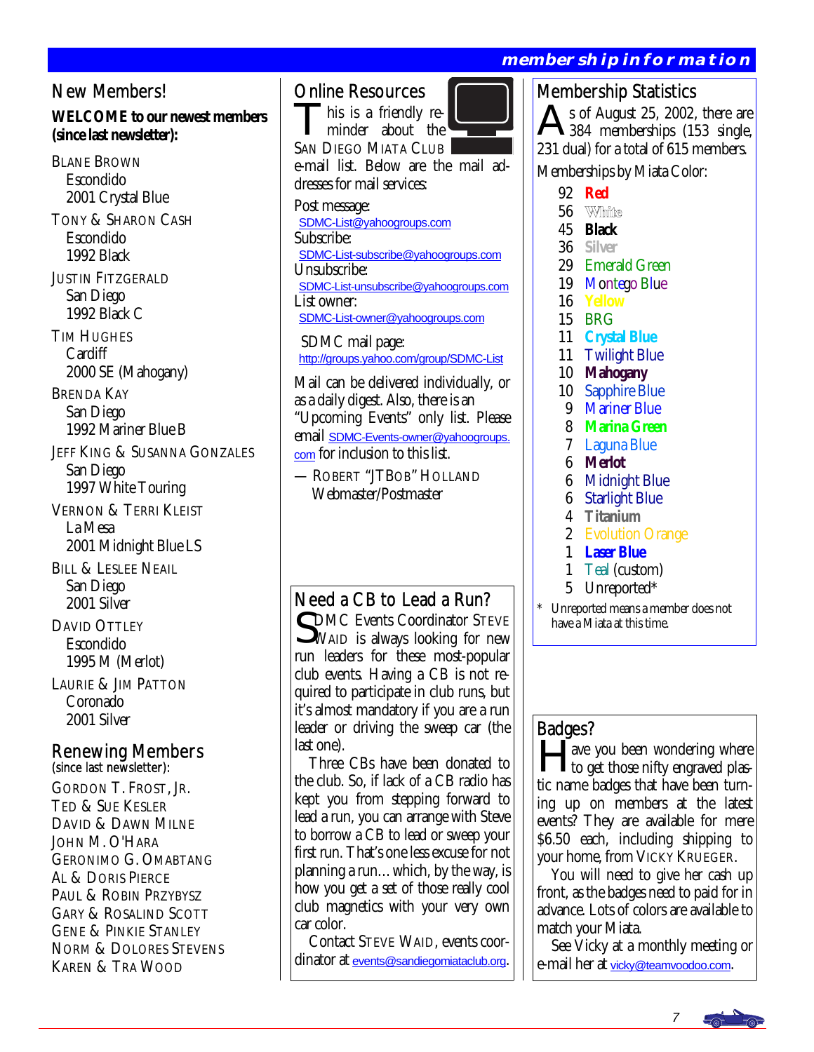# membership information

## New Members!

**WELCOME to our newest members (since last newsletter):**

BLANE BROWN
Escondido
2001 Crystal Blue

TONY & SHARON CASH
Escondido
1992 Black

JUSTIN FITZGERALD
San Diego
1992 Black C

TIM HUGHES
Cardiff
2000 SE (Mahogany)

BRENDA KAY
San Diego
1992 Mariner Blue B

JEFF KING & SUSANNA GONZALES
San Diego
1997 White Touring

VERNON & TERRI KLEIST
La Mesa
2001 Midnight Blue LS

BILL & LESLEE NEAIL
San Diego
2001 Silver

DAVID OTTLEY
Escondido
1995 M (Merlot)

LAURIE & JIM PATTON
Coronado
2001 Silver

## Renewing Members

(since last newsletter):

GORDON T. FROST, JR.
TED & SUE KESLER
DAVID & DAWN MILNE
JOHN M. O'HARA
GERONIMO G. OMABTANG
AL & DORIS PIERCE
PAUL & ROBIN PRZYBYSZ
GARY & ROSALIND SCOTT
GENE & PINKIE STANLEY
NORM & DOLORES STEVENS
KAREN & TRA WOOD

## Online Resources

This is a friendly reminder about the SAN DIEGO MIATA CLUB e-mail list. Below are the mail addresses for mail services:

Post message:
SDMC-List@yahoogroups.com

Subscribe:
SDMC-List-subscribe@yahoogroups.com

Unsubscribe:
SDMC-List-unsubscribe@yahoogroups.com

List owner:
SDMC-List-owner@yahoogroups.com

SDMC mail page:
http://groups.yahoo.com/group/SDMC-List

Mail can be delivered individually, or as a daily digest. Also, there is an "Upcoming Events" only list. Please email SDMC-Events-owner@yahoogroups.com for inclusion to this list.

— ROBERT "JTBOB" HOLLAND
Webmaster/Postmaster

## Need a CB to Lead a Run?

SDMC Events Coordinator STEVE WAID is always looking for new run leaders for these most-popular club events. Having a CB is not required to participate in club runs, but it's almost mandatory if you are a run leader or driving the sweep car (the last one).

Three CBs have been donated to the club. So, if lack of a CB radio has kept you from stepping forward to lead a run, you can arrange with Steve to borrow a CB to lead or sweep your first run. That's one less excuse for not planning a run…which, by the way, is how you get a set of those really cool club magnetics with your very own car color.

Contact STEVE WAID, events coordinator at events@sandiegomiataclub.org.

## Membership Statistics

As of August 25, 2002, there are 384 memberships (153 single, 231 dual) for a total of 615 members.

Memberships by Miata Color:

| Count | Color |
|---|---|
| 92 | Red |
| 56 | White |
| 45 | Black |
| 36 | Silver |
| 29 | Emerald Green |
| 19 | Montego Blue |
| 16 | Yellow |
| 15 | BRG |
| 11 | Crystal Blue |
| 11 | Twilight Blue |
| 10 | Mahogany |
| 10 | Sapphire Blue |
| 9 | Mariner Blue |
| 8 | Marina Green |
| 7 | Laguna Blue |
| 6 | Merlot |
| 6 | Midnight Blue |
| 6 | Starlight Blue |
| 4 | Titanium |
| 2 | Evolution Orange |
| 1 | Laser Blue |
| 1 | Teal (custom) |
| 5 | Unreported* |

\* Unreported means a member does not have a Miata at this time.

## Badges?

Have you been wondering where to get those nifty engraved plastic name badges that have been turning up on members at the latest events? They are available for mere $6.50 each, including shipping to your home, from VICKY KRUEGER.

You will need to give her cash up front, as the badges need to paid for in advance. Lots of colors are available to match your Miata.

See Vicky at a monthly meeting or e-mail her at vicky@teamvoodoo.com.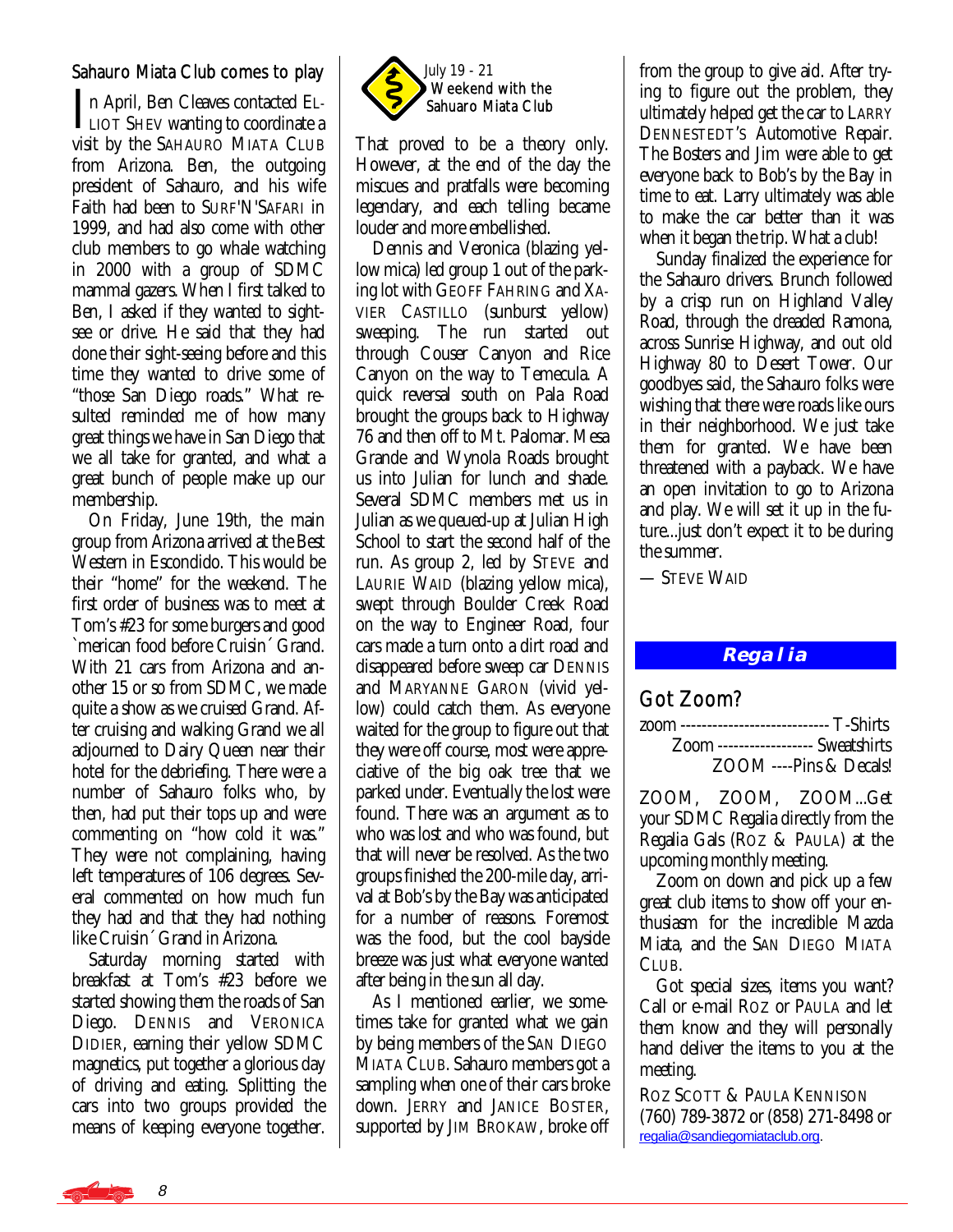## Sahauro Miata Club comes to play

In April, Ben Cleaves contacted ELLIOT SHEV wanting to coordinate a visit by the SAHAURO MIATA CLUB from Arizona. Ben, the outgoing president of Sahauro, and his wife Faith had been to SURF'N'SAFARI in 1999, and had also come with other club members to go whale watching in 2000 with a group of SDMC mammal gazers. When I first talked to Ben, I asked if they wanted to sightsee or drive. He said that they had done their sight-seeing before and this time they wanted to drive some of "those San Diego roads." What resulted reminded me of how many great things we have in San Diego that we all take for granted, and what a great bunch of people make up our membership.

On Friday, June 19th, the main group from Arizona arrived at the Best Western in Escondido. This would be their "home" for the weekend. The first order of business was to meet at Tom's #23 for some burgers and good `merican food before Cruisin´ Grand. With 21 cars from Arizona and another 15 or so from SDMC, we made quite a show as we cruised Grand. After cruising and walking Grand we all adjourned to Dairy Queen near their hotel for the debriefing. There were a number of Sahauro folks who, by then, had put their tops up and were commenting on "how cold it was." They were not complaining, having left temperatures of 106 degrees. Several commented on how much fun they had and that they had nothing like Cruisin´ Grand in Arizona.

Saturday morning started with breakfast at Tom's #23 before we started showing them the roads of San Diego. DENNIS and VERONICA DIDIER, earning their yellow SDMC magnetics, put together a glorious day of driving and eating. Splitting the cars into two groups provided the means of keeping everyone together.

July 19 - 21
Weekend with the Sahuaro Miata Club

That proved to be a theory only. However, at the end of the day the miscues and pratfalls were becoming legendary, and each telling became louder and more embellished.

Dennis and Veronica (blazing yellow mica) led group 1 out of the parking lot with GEOFF FAHRING and XAVIER CASTILLO (sunburst yellow) sweeping. The run started out through Couser Canyon and Rice Canyon on the way to Temecula. A quick reversal south on Pala Road brought the groups back to Highway 76 and then off to Mt. Palomar. Mesa Grande and Wynola Roads brought us into Julian for lunch and shade. Several SDMC members met us in Julian as we queued-up at Julian High School to start the second half of the run. As group 2, led by STEVE and LAURIE WAID (blazing yellow mica), swept through Boulder Creek Road on the way to Engineer Road, four cars made a turn onto a dirt road and disappeared before sweep car DENNIS and MARYANNE GARON (vivid yellow) could catch them. As everyone waited for the group to figure out that they were off course, most were appreciative of the big oak tree that we parked under. Eventually the lost were found. There was an argument as to who was lost and who was found, but that will never be resolved. As the two groups finished the 200-mile day, arrival at Bob's by the Bay was anticipated for a number of reasons. Foremost was the food, but the cool bayside breeze was just what everyone wanted after being in the sun all day.

As I mentioned earlier, we sometimes take for granted what we gain by being members of the SAN DIEGO MIATA CLUB. Sahauro members got a sampling when one of their cars broke down. JERRY and JANICE BOSTER, supported by JIM BROKAW, broke off from the group to give aid. After trying to figure out the problem, they ultimately helped get the car to LARRY DENNESTEDT'S Automotive Repair. The Bosters and Jim were able to get everyone back to Bob's by the Bay in time to eat. Larry ultimately was able to make the car better than it was when it began the trip. What a club!

Sunday finalized the experience for the Sahauro drivers. Brunch followed by a crisp run on Highland Valley Road, through the dreaded Ramona, across Sunrise Highway, and out old Highway 80 to Desert Tower. Our goodbyes said, the Sahauro folks were wishing that there were roads like ours in their neighborhood. We just take them for granted. We have been threatened with a payback. We have an open invitation to go to Arizona and play. We will set it up in the future...just don't expect it to be during the summer.

— STEVE WAID

## Regalia

### Got Zoom?

zoom ---------------------------- T-Shirts
Zoom ------------------ Sweatshirts
ZOOM ----Pins & Decals!

ZOOM, ZOOM, ZOOM...Get your SDMC Regalia directly from the Regalia Gals (ROZ & PAULA) at the upcoming monthly meeting.

Zoom on down and pick up a few great club items to show off your enthusiasm for the incredible Mazda Miata, and the SAN DIEGO MIATA CLUB.

Got special sizes, items you want? Call or e-mail ROZ or PAULA and let them know and they will personally hand deliver the items to you at the meeting.

ROZ SCOTT & PAULA KENNISON
(760) 789-3872 or (858) 271-8498 or
regalia@sandiegomiataclub.org.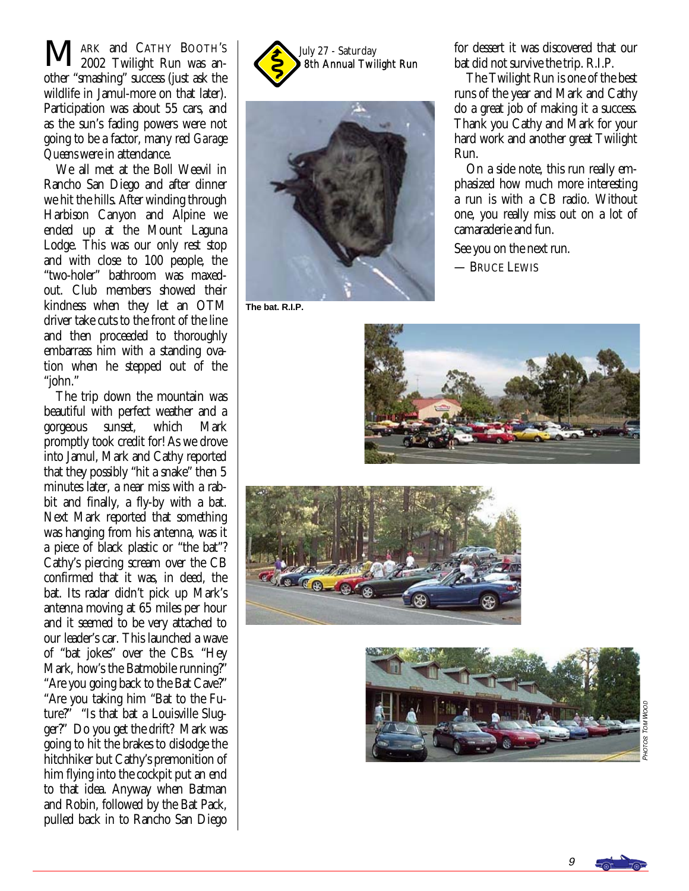July 27 - Saturday
8th Annual Twilight Run

MARK and CATHY BOOTH'S 2002 Twilight Run was another "smashing" success (just ask the wildlife in Jamul-more on that later). Participation was about 55 cars, and as the sun's fading powers were not going to be a factor, many red *Garage Queens* were in attendance.

We all met at the Boll Weevil in Rancho San Diego and after dinner we hit the hills. After winding through Harbison Canyon and Alpine we ended up at the Mount Laguna Lodge. This was our only rest stop and with close to 100 people, the "two-holer" bathroom was maxed-out. Club members showed their kindness when they let an OTM driver take cuts to the front of the line and then proceeded to thoroughly embarrass him with a standing ovation when he stepped out of the "john."

The trip down the mountain was beautiful with perfect weather and a gorgeous sunset, which Mark promptly took credit for! As we drove into Jamul, Mark and Cathy reported that they possibly "hit a snake" then 5 minutes later, a near miss with a rabbit and finally, a fly-by with a bat. Next Mark reported that something was hanging from his antenna, was it a piece of black plastic or "the bat"? Cathy's piercing scream over the CB confirmed that it was, in deed, the bat. Its radar didn't pick up Mark's antenna moving at 65 miles per hour and it seemed to be very attached to our leader's car. This launched a wave of "bat jokes" over the CBs. "Hey Mark, how's the Batmobile running?" "Are you going back to the Bat Cave?" "Are you taking him "Bat to the Future?" "Is that bat a Louisville Slugger?" Do you get the drift? Mark was going to hit the brakes to dislodge the hitchhiker but Cathy's premonition of him flying into the cockpit put an end to that idea. Anyway when Batman and Robin, followed by the Bat Pack, pulled back in to Rancho San Diego for dessert it was discovered that our bat did not survive the trip. R.I.P.

The bat. R.I.P.

The Twilight Run is one of the best runs of the year and Mark and Cathy do a great job of making it a success. Thank you Cathy and Mark for your hard work and another great Twilight Run.

On a side note, this run really emphasized how much more interesting a run is with a CB radio. Without one, you really miss out on a lot of camaraderie and fun.

See you on the next run.

— BRUCE LEWIS

PHOTOS: TOM WOOD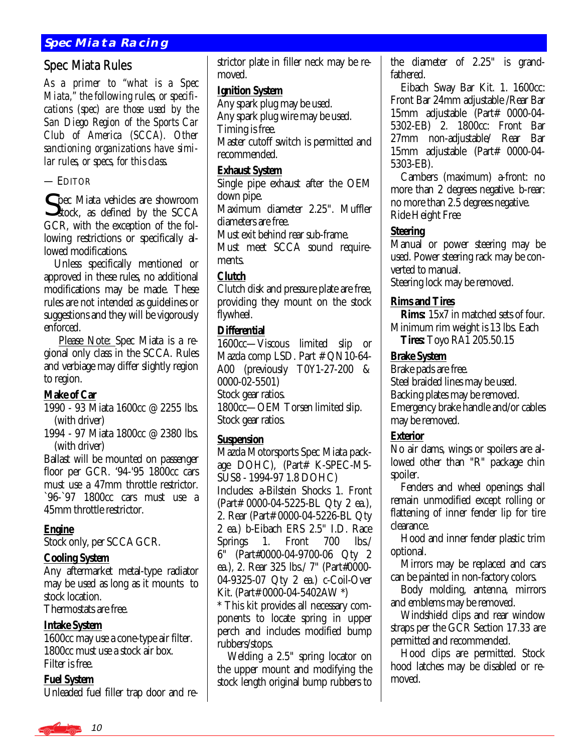## Spec Miata Rules

*As a primer to "what is a Spec Miata," the following rules, or specifications (spec) are those used by the San Diego Region of the Sports Car Club of America (SCCA). Other sanctioning organizations have similar rules, or specs, for this class.*

— EDITOR

Spec Miata vehicles are showroom stock, as defined by the SCCA GCR, with the exception of the following restrictions or specifically allowed modifications.

Unless specifically mentioned or approved in these rules, no additional modifications may be made. These rules are not intended as guidelines or suggestions and they will be vigorously enforced.

Please Note: Spec Miata is a regional only class in the SCCA. Rules and verbiage may differ slightly region to region.

**Make of Car**

1990 - 93 Miata 1600cc @ 2255 lbs. (with driver)

1994 - 97 Miata 1800cc @ 2380 lbs. (with driver)

Ballast will be mounted on passenger floor per GCR. '94-'95 1800cc cars must use a 47mm throttle restrictor. `96-`97 1800cc cars must use a 45mm throttle restrictor.

**Engine**

Stock only, per SCCA GCR.

**Cooling System**

Any aftermarket metal-type radiator may be used as long as it mounts to stock location.
Thermostats are free.

**Intake System**

1600cc may use a cone-type air filter.
1800cc must use a stock air box.
Filter is free.

**Fuel System**

Unleaded fuel filler trap door and restrictor plate in filler neck may be removed.

**Ignition System**

Any spark plug may be used.
Any spark plug wire may be used.
Timing is free.
Master cutoff switch is permitted and recommended.

**Exhaust System**

Single pipe exhaust after the OEM down pipe.
Maximum diameter 2.25". Muffler diameters are free.
Must exit behind rear sub-frame.
Must meet SCCA sound requirements.

**Clutch**

Clutch disk and pressure plate are free, providing they mount on the stock flywheel.

**Differential**

1600cc—Viscous limited slip or Mazda comp LSD. Part # QN10-64-A00 (previously T0Y1-27-200 & 0000-02-5501)
Stock gear ratios.
1800cc—OEM Torsen limited slip.
Stock gear ratios.

**Suspension**

Mazda Motorsports Spec Miata package DOHC), (Part# K-SPEC-M5-SUS8 - 1994-97 1.8 DOHC)
Includes: a-Bilstein Shocks 1. Front (Part# 0000-04-5225-BL Qty 2 ea.), 2. Rear (Part# 0000-04-5226-BL Qty 2 ea.) b-Eibach ERS 2.5" I.D. Race Springs 1. Front 700 lbs./ 6" (Part#0000-04-9700-06 Qty 2 ea.), 2. Rear 325 lbs./ 7" (Part#0000-04-9325-07 Qty 2 ea.) c-Coil-Over Kit. (Part# 0000-04-5402AW *)
* This kit provides all necessary components to locate spring in upper perch and includes modified bump rubbers/stops.

Welding a 2.5" spring locator on the upper mount and modifying the stock length original bump rubbers to the diameter of 2.25" is grandfathered.

Eibach Sway Bar Kit. 1. 1600cc: Front Bar 24mm adjustable /Rear Bar 15mm adjustable (Part# 0000-04-5302-EB) 2. 1800cc: Front Bar 27mm non-adjustable/ Rear Bar 15mm adjustable (Part# 0000-04-5303-EB).

Cambers (maximum) a-front: no more than 2 degrees negative. b-rear: no more than 2.5 degrees negative.
Ride Height Free

**Steering**

Manual or power steering may be used. Power steering rack may be converted to manual.
Steering lock may be removed.

**Rims and Tires**

**Rims:** 15x7 in matched sets of four. Minimum rim weight is 13 lbs. Each
**Tires:** Toyo RA1 205.50.15

**Brake System**

Brake pads are free.
Steel braided lines may be used.
Backing plates may be removed.
Emergency brake handle and/or cables may be removed.

**Exterior**

No air dams, wings or spoilers are allowed other than "R" package chin spoiler.

Fenders and wheel openings shall remain unmodified except rolling or flattening of inner fender lip for tire clearance.

Hood and inner fender plastic trim optional.

Mirrors may be replaced and cars can be painted in non-factory colors.

Body molding, antenna, mirrors and emblems may be removed.

Windshield clips and rear window straps per the GCR Section 17.33 are permitted and recommended.

Hood clips are permitted. Stock hood latches may be disabled or removed.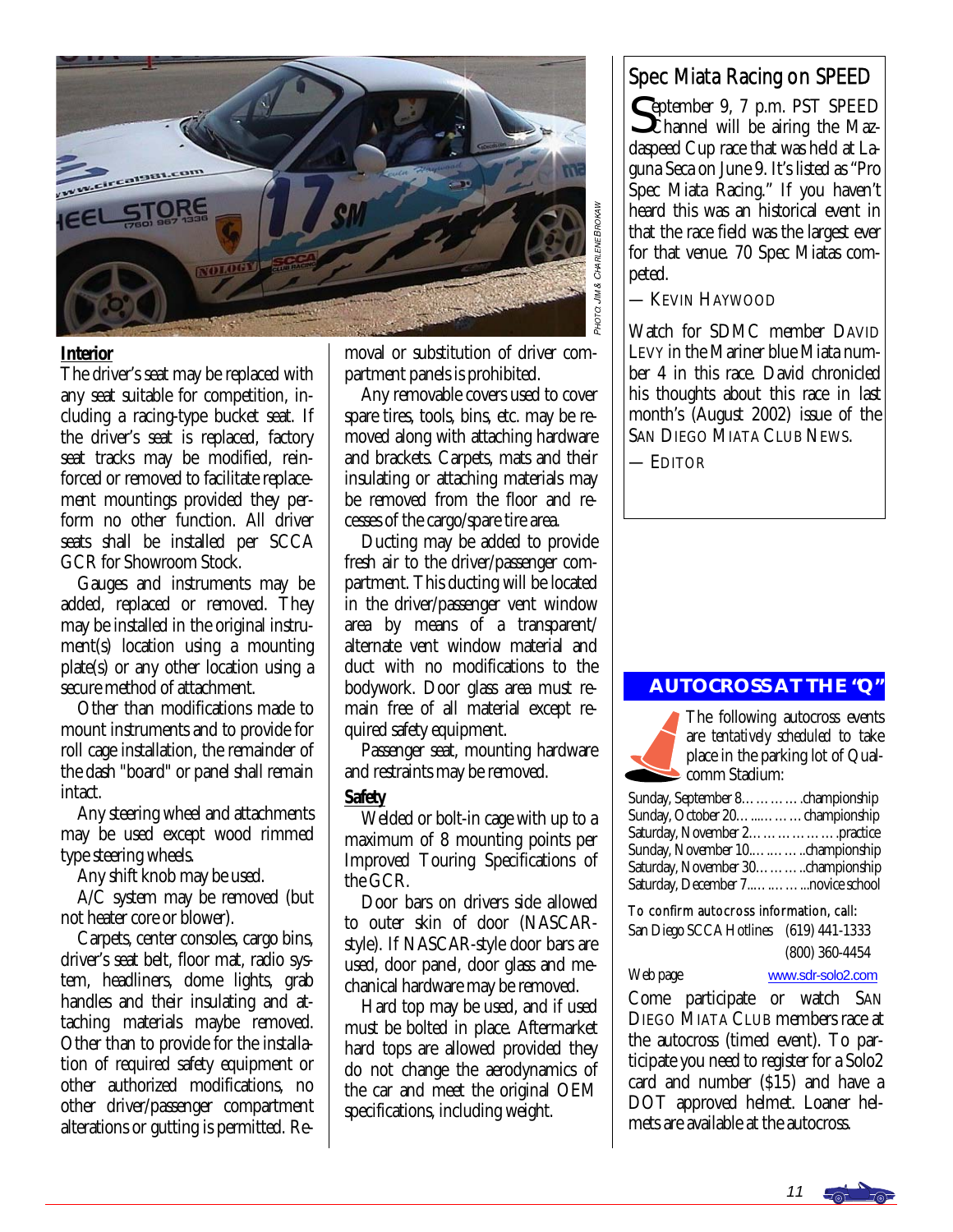PHOTO: JIM & CHARLENE BROKAW

## Interior

The driver's seat may be replaced with any seat suitable for competition, including a racing-type bucket seat. If the driver's seat is replaced, factory seat tracks may be modified, reinforced or removed to facilitate replacement mountings provided they perform no other function. All driver seats shall be installed per SCCA GCR for Showroom Stock.

Gauges and instruments may be added, replaced or removed. They may be installed in the original instrument(s) location using a mounting plate(s) or any other location using a secure method of attachment.

Other than modifications made to mount instruments and to provide for roll cage installation, the remainder of the dash "board" or panel shall remain intact.

Any steering wheel and attachments may be used except wood rimmed type steering wheels.

Any shift knob may be used.

A/C system may be removed (but not heater core or blower).

Carpets, center consoles, cargo bins, driver's seat belt, floor mat, radio system, headliners, dome lights, grab handles and their insulating and attaching materials maybe removed. Other than to provide for the installation of required safety equipment or other authorized modifications, no other driver/passenger compartment alterations or gutting is permitted. Removal or substitution of driver compartment panels is prohibited.

Any removable covers used to cover spare tires, tools, bins, etc. may be removed along with attaching hardware and brackets. Carpets, mats and their insulating or attaching materials may be removed from the floor and recesses of the cargo/spare tire area.

Ducting may be added to provide fresh air to the driver/passenger compartment. This ducting will be located in the driver/passenger vent window area by means of a transparent/alternate vent window material and duct with no modifications to the bodywork. Door glass area must remain free of all material except required safety equipment.

Passenger seat, mounting hardware and restraints may be removed.

## Safety

Welded or bolt-in cage with up to a maximum of 8 mounting points per Improved Touring Specifications of the GCR.

Door bars on drivers side allowed to outer skin of door (NASCAR-style). If NASCAR-style door bars are used, door panel, door glass and mechanical hardware may be removed.

Hard top may be used, and if used must be bolted in place. Aftermarket hard tops are allowed provided they do not change the aerodynamics of the car and meet the original OEM specifications, including weight.

## Spec Miata Racing on SPEED

September 9, 7 p.m. PST SPEED Channel will be airing the Mazdaspeed Cup race that was held at Laguna Seca on June 9. It's listed as "Pro Spec Miata Racing." If you haven't heard this was an historical event in that the race field was the largest ever for that venue. 70 Spec Miatas competed.

— KEVIN HAYWOOD

Watch for SDMC member DAVID LEVY in the Mariner blue Miata number 4 in this race. David chronicled his thoughts about this race in last month's (August 2002) issue of the SAN DIEGO MIATA CLUB NEWS.

— EDITOR

## AUTOCROSS AT THE "Q"

The following autocross events are *tentatively scheduled* to take place in the parking lot of Qualcomm Stadium:

Sunday, September 8…………championship
Sunday, October 20…...……championship
Saturday, November 2………………practice
Sunday, November 10…...…..championship
Saturday, November 30………championship
Saturday, December 7…...…...novice school

To confirm autocross information, call:
San Diego SCCA Hotlines (619) 441-1333
(800) 360-4454

Web page www.sdr-solo2.com

Come participate or watch SAN DIEGO MIATA CLUB members race at the autocross (timed event). To participate you need to register for a Solo2 card and number ($15) and have a DOT approved helmet. Loaner helmets are available at the autocross.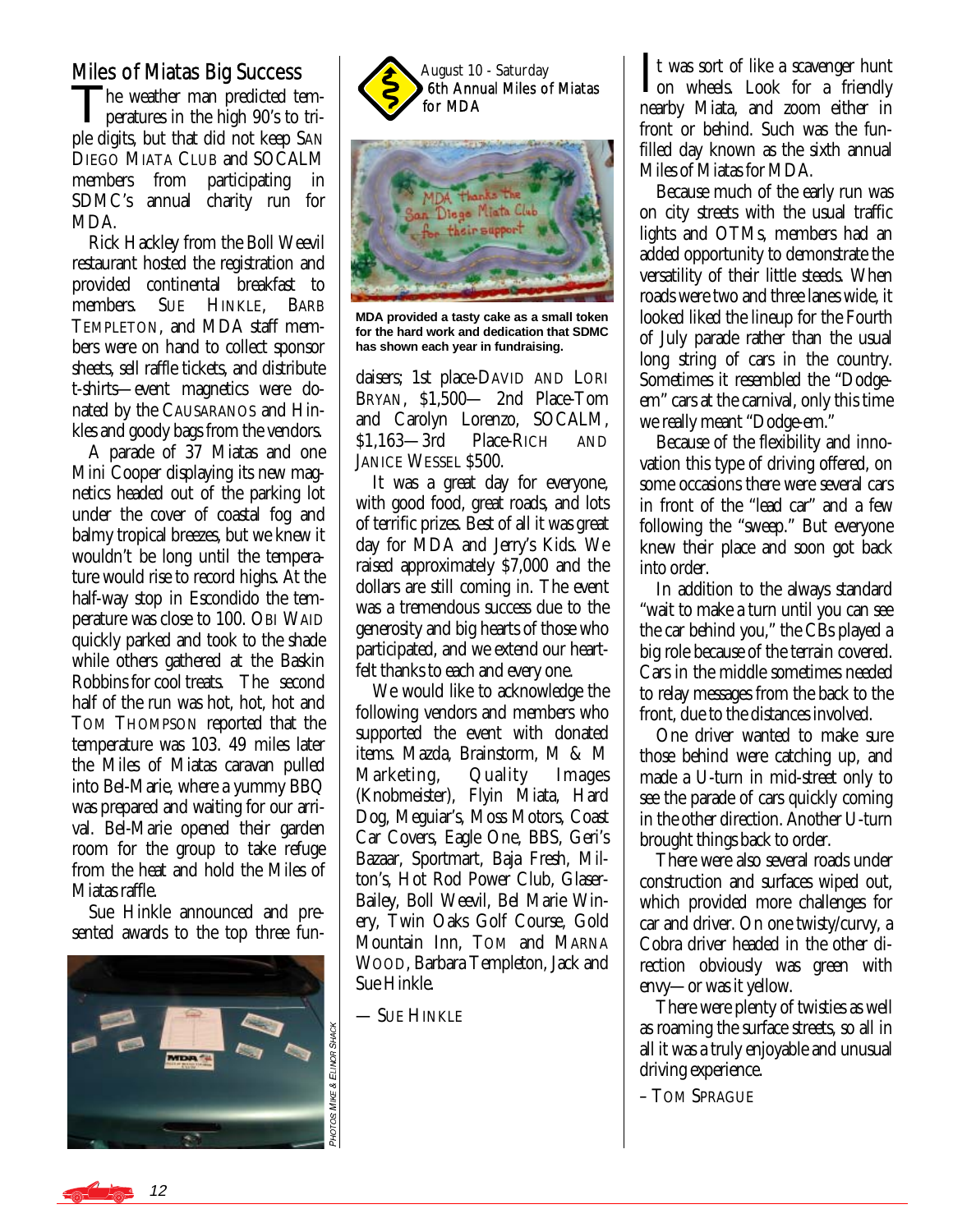## Miles of Miatas Big Success

The weather man predicted temperatures in the high 90's to triple digits, but that did not keep SAN DIEGO MIATA CLUB and SOCALM members from participating in SDMC's annual charity run for MDA.

Rick Hackley from the Boll Weevil restaurant hosted the registration and provided continental breakfast to members. SUE HINKLE, BARB TEMPLETON, and MDA staff members were on hand to collect sponsor sheets, sell raffle tickets, and distribute t-shirts—event magnetics were donated by the CAUSARANOS and Hinkles and goody bags from the vendors.

A parade of 37 Miatas and one Mini Cooper displaying its new magnetics headed out of the parking lot under the cover of coastal fog and balmy tropical breezes, but we knew it wouldn't be long until the temperature would rise to record highs. At the half-way stop in Escondido the temperature was close to 100. OBI WAID quickly parked and took to the shade while others gathered at the Baskin Robbins for cool treats. The second half of the run was hot, hot, hot and TOM THOMPSON reported that the temperature was 103. 49 miles later the Miles of Miatas caravan pulled into Bel-Marie, where a yummy BBQ was prepared and waiting for our arrival. Bel-Marie opened their garden room for the group to take refuge from the heat and hold the Miles of Miatas raffle.

Sue Hinkle announced and presented awards to the top three fundaisers; 1st place-DAVID AND LORI BRYAN, $1,500— 2nd Place-Tom and Carolyn Lorenzo, SOCALM, $1,163—3rd Place-RICH AND JANICE WESSEL $500.

It was a great day for everyone, with good food, great roads, and lots of terrific prizes. Best of all it was great day for MDA and Jerry's Kids. We raised approximately $7,000 and the dollars are still coming in. The event was a tremendous success due to the generosity and big hearts of those who participated, and we extend our heartfelt thanks to each and every one.

We would like to acknowledge the following vendors and members who supported the event with donated items. Mazda, Brainstorm, M & M Marketing, Quality Images (Knobmeister), Flyin Miata, Hard Dog, Meguiar's, Moss Motors, Coast Car Covers, Eagle One, BBS, Geri's Bazaar, Sportmart, Baja Fresh, Milton's, Hot Rod Power Club, Glaser-Bailey, Boll Weevil, Bel Marie Winery, Twin Oaks Golf Course, Gold Mountain Inn, TOM and MARNA WOOD, Barbara Templeton, Jack and Sue Hinkle.

— SUE HINKLE

PHOTOS MIKE & ELINOR SHACK

August 10 - Saturday
6th Annual Miles of Miatas for MDA

MDA thanks the San Diego Miata Club for their support

**MDA provided a tasty cake as a small token for the hard work and dedication that SDMC has shown each year in fundraising.**

It was sort of like a scavenger hunt on wheels. Look for a friendly nearby Miata, and zoom either in front or behind. Such was the fun-filled day known as the sixth annual Miles of Miatas for MDA.

Because much of the early run was on city streets with the usual traffic lights and OTMs, members had an added opportunity to demonstrate the versatility of their little steeds. When roads were two and three lanes wide, it looked liked the lineup for the Fourth of July parade rather than the usual long string of cars in the country. Sometimes it resembled the "Dodge-em" cars at the carnival, only this time we really meant "Dodge-em."

Because of the flexibility and innovation this type of driving offered, on some occasions there were several cars in front of the "lead car" and a few following the "sweep." But everyone knew their place and soon got back into order.

In addition to the always standard "wait to make a turn until you can see the car behind you," the CBs played a big role because of the terrain covered. Cars in the middle sometimes needed to relay messages from the back to the front, due to the distances involved.

One driver wanted to make sure those behind were catching up, and made a U-turn in mid-street only to see the parade of cars quickly coming in the other direction. Another U-turn brought things back to order.

There were also several roads under construction and surfaces wiped out, which provided more challenges for car and driver. On one twisty/curvy, a Cobra driver headed in the other direction obviously was green with envy—or was it yellow.

There were plenty of twisties as well as roaming the surface streets, so all in all it was a truly enjoyable and unusual driving experience.

– TOM SPRAGUE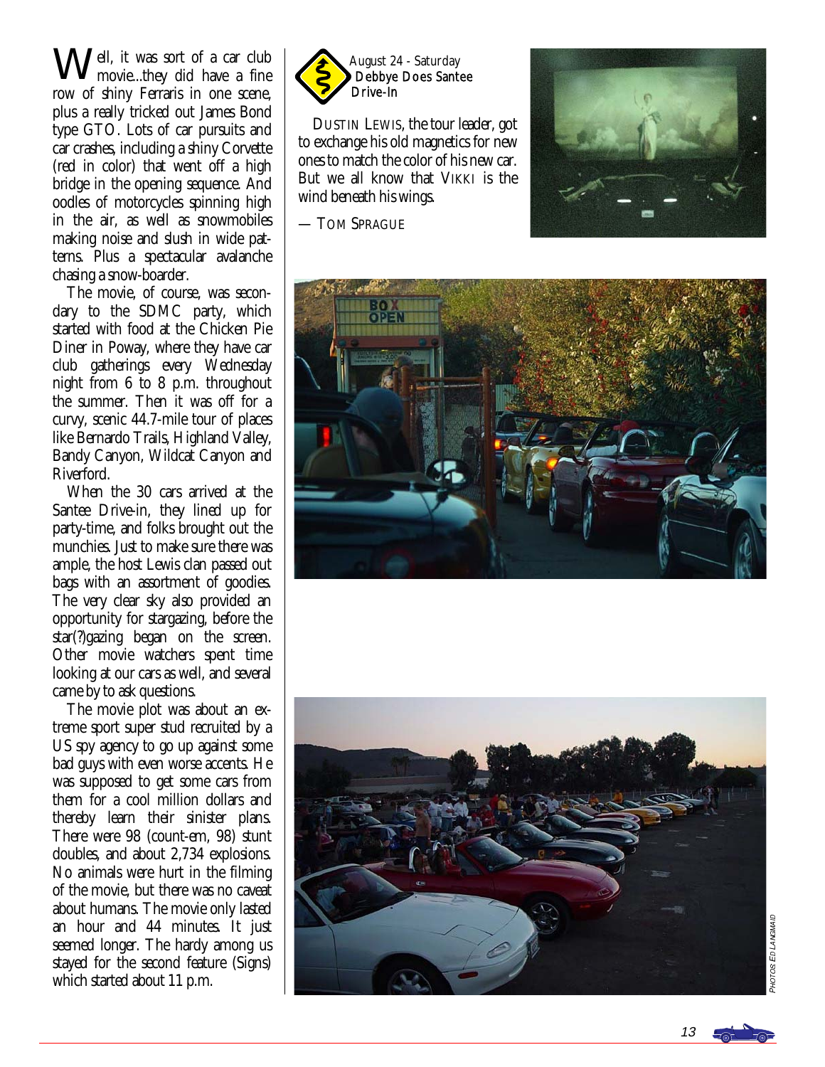Well, it was sort of a car club movie...they did have a fine row of shiny Ferraris in one scene, plus a really tricked out James Bond type GTO. Lots of car pursuits and car crashes, including a shiny Corvette (red in color) that went off a high bridge in the opening sequence. And oodles of motorcycles spinning high in the air, as well as snowmobiles making noise and slush in wide patterns. Plus a spectacular avalanche chasing a snow-boarder.

The movie, of course, was secondary to the SDMC party, which started with food at the Chicken Pie Diner in Poway, where they have car club gatherings every Wednesday night from 6 to 8 p.m. throughout the summer. Then it was off for a curvy, scenic 44.7-mile tour of places like Bernardo Trails, Highland Valley, Bandy Canyon, Wildcat Canyon and Riverford.

When the 30 cars arrived at the Santee Drive-in, they lined up for party-time, and folks brought out the munchies. Just to make sure there was ample, the host Lewis clan passed out bags with an assortment of goodies. The very clear sky also provided an opportunity for stargazing, before the star(?)gazing began on the screen. Other movie watchers spent time looking at our cars as well, and several came by to ask questions.

The movie plot was about an extreme sport super stud recruited by a US spy agency to go up against some bad guys with even worse accents. He was supposed to get some cars from them for a cool million dollars and thereby learn their sinister plans. There were 98 (count-em, 98) stunt doubles, and about 2,734 explosions. No animals were hurt in the filming of the movie, but there was no caveat about humans. The movie only lasted an hour and 44 minutes. It just seemed longer. The hardy among us stayed for the second feature (Signs) which started about 11 p.m.

August 24 - Saturday
**Debbye Does Santee Drive-In**

DUSTIN LEWIS, the tour leader, got to exchange his old magnetics for new ones to match the color of his new car. But we all know that VIKKI is the wind beneath his wings.

— TOM SPRAGUE

PHOTOS ED LANGMAID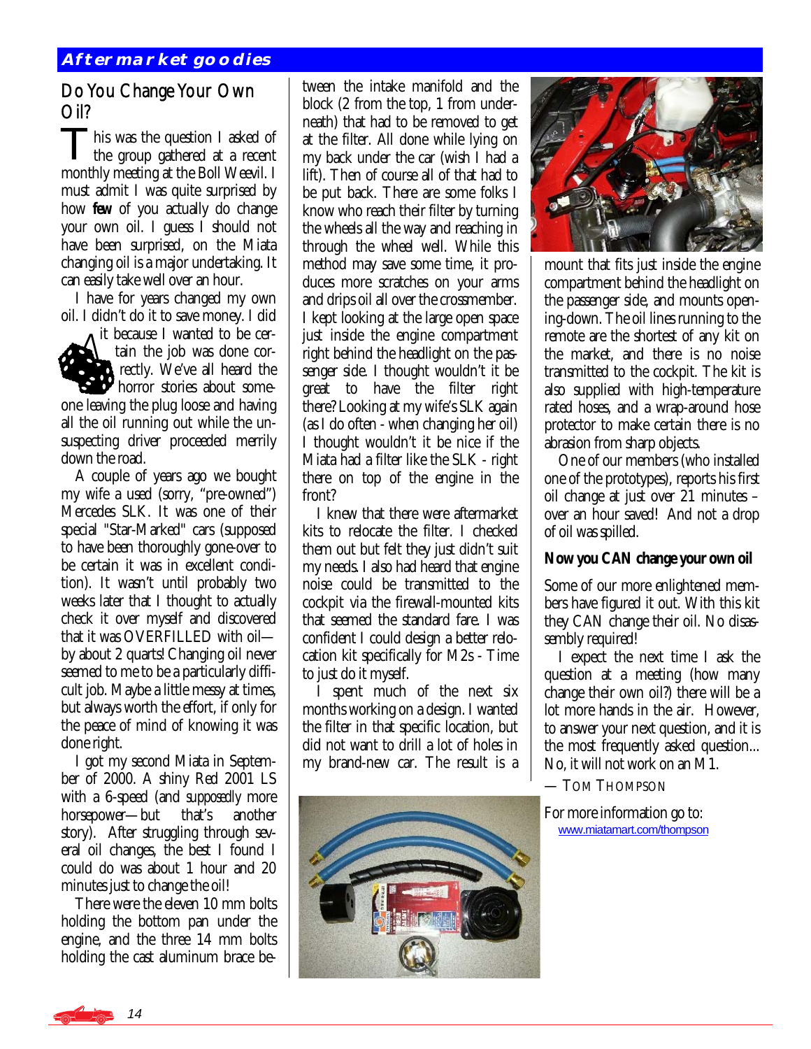## Aftermarket goodies

# Do You Change Your Own Oil?

This was the question I asked of the group gathered at a recent monthly meeting at the Boll Weevil. I must admit I was quite surprised by how **few** of you actually do change your own oil. I guess I should not have been surprised, on the Miata changing oil is a major undertaking. It can easily take well over an hour.

I have for years changed my own oil. I didn't do it to save money. I did it because I wanted to be certain the job was done correctly. We've all heard the horror stories about someone leaving the plug loose and having all the oil running out while the unsuspecting driver proceeded merrily down the road.

A couple of years ago we bought my wife a used (sorry, "pre-owned") Mercedes SLK. It was one of their special "Star-Marked" cars (supposed to have been thoroughly gone-over to be certain it was in excellent condition). It wasn't until probably two weeks later that I thought to actually check it over myself and discovered that it was OVERFILLED with oil—by about 2 quarts! Changing oil never seemed to me to be a particularly difficult job. Maybe a little messy at times, but always worth the effort, if only for the peace of mind of knowing it was done right.

I got my second Miata in September of 2000. A shiny Red 2001 LS with a 6-speed (and *supposedly* more horsepower—but that's another story). After struggling through several oil changes, the best I found I could do was about 1 hour and 20 minutes just to change the oil!

There were the eleven 10 mm bolts holding the bottom pan under the engine, and the three 14 mm bolts holding the cast aluminum brace between the intake manifold and the block (2 from the top, 1 from underneath) that had to be removed to get at the filter. All done while lying on my back under the car (wish I had a lift). Then of course all of that had to be put back. There are some folks I know who reach their filter by turning the wheels all the way and reaching in through the wheel well. While this method may save some time, it produces more scratches on your arms and drips oil all over the crossmember. I kept looking at the large open space just inside the engine compartment right behind the headlight on the passenger side. I thought wouldn't it be great to have the filter right there? Looking at my wife's SLK again (as I do often - when changing her oil) I thought wouldn't it be nice if the Miata had a filter like the SLK - right there on top of the engine in the front?

I knew that there were aftermarket kits to relocate the filter. I checked them out but felt they just didn't suit my needs. I also had heard that engine noise could be transmitted to the cockpit via the firewall-mounted kits that seemed the standard fare. I was confident I could design a better relocation kit specifically for M2s - Time to just do it myself.

I spent much of the next six months working on a design. I wanted the filter in that specific location, but did not want to drill a lot of holes in my brand-new car. The result is a mount that fits just inside the engine compartment behind the headlight on the passenger side, and mounts opening-down. The oil lines running to the remote are the shortest of any kit on the market, and there is no noise transmitted to the cockpit. The kit is also supplied with high-temperature rated hoses, and a wrap-around hose protector to make certain there is no abrasion from sharp objects.

One of our members (who installed one of the prototypes), reports his first oil change at just over 21 minutes – over an hour saved! And not a drop of oil was spilled.

**Now you CAN change your own oil**

Some of our more enlightened members have figured it out. With this kit they CAN change their oil. No disassembly required!

I expect the next time I ask the question at a meeting (how many change their own oil?) there will be a lot more hands in the air. However, to answer your next question, and it is the most frequently asked question... No, it will not work on an M1.

— Tom Thompson

For more information go to:
www.miatamart.com/thompson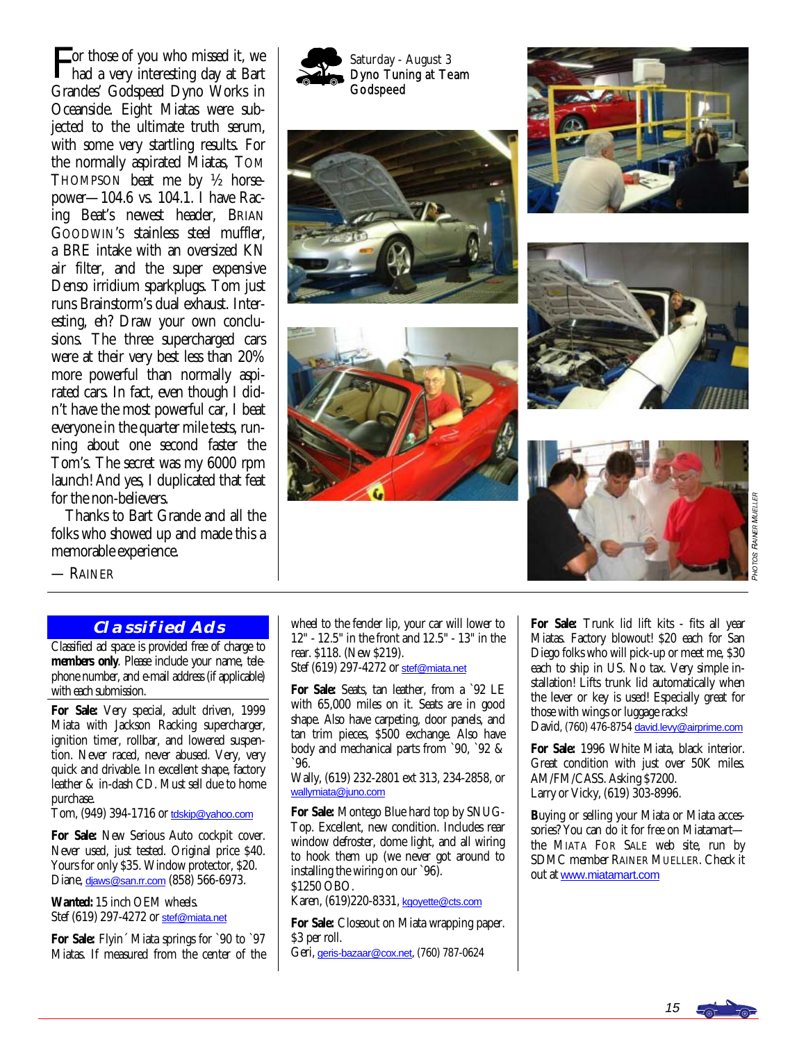For those of you who missed it, we had a very interesting day at Bart Grandes' Godspeed Dyno Works in Oceanside. Eight Miatas were subjected to the ultimate truth serum, with some very startling results. For the normally aspirated Miatas, Tom Thompson beat me by ½ horsepower—104.6 vs. 104.1. I have Racing Beat's newest header, Brian Goodwin's stainless steel muffler, a BRE intake with an oversized KN air filter, and the super expensive Denso iridium sparkplugs. Tom just runs Brainstorm's dual exhaust. Interesting, eh? Draw your own conclusions. The three supercharged cars were at their very best less than 20% more powerful than normally aspirated cars. In fact, even though I didn't have the most powerful car, I beat everyone in the quarter mile tests, running about one second faster the Tom's. The secret was my 6000 rpm launch! And yes, I duplicated that feat for the non-believers.

Thanks to Bart Grande and all the folks who showed up and made this a memorable experience.

— Rainer

Saturday - August 3
Dyno Tuning at Team Godspeed

Photos Rainer Mueller

## Classified Ads

Classified ad space is provided free of charge to **members only**. Please include your name, telephone number, and e-mail address (if applicable) with each submission.

**For Sale:** Very special, adult driven, 1999 Miata with Jackson Racking supercharger, ignition timer, rollbar, and lowered suspention. Never raced, never abused. Very, very quick and drivable. In excellent shape, factory leather & in-dash CD. Must sell due to home purchase.
Tom, (949) 394-1716 or tdskip@yahoo.com

**For Sale:** New Serious Auto cockpit cover. Never used, just tested. Original price $40. Yours for only $35. Window protector, $20.
Diane, djaws@san.rr.com (858) 566-6973.

**Wanted:** 15 inch OEM wheels.
Stef (619) 297-4272 or stef@miata.net

**For Sale:** Flyin´ Miata springs for `90 to `97 Miatas. If measured from the center of the wheel to the fender lip, your car will lower to 12" - 12.5" in the front and 12.5" - 13" in the rear. $118. (New $219).
Stef (619) 297-4272 or stef@miata.net

**For Sale:** Seats, tan leather, from a `92 LE with 65,000 miles on it. Seats are in good shape. Also have carpeting, door panels, and tan trim pieces, $500 exchange. Also have body and mechanical parts from `90, `92 & `96.
Wally, (619) 232-2801 ext 313, 234-2858, or wallymiata@juno.com

**For Sale:** Montego Blue hard top by SNUG-Top. Excellent, new condition. Includes rear window defroster, dome light, and all wiring to hook them up (we never got around to installing the wiring on our `96).
$1250 OBO.
Karen, (619)220-8331, kgoyette@cts.com

**For Sale:** Closeout on Miata wrapping paper. $3 per roll.
Geri, geris-bazaar@cox.net, (760) 787-0624

**For Sale:** Trunk lid lift kits - fits all year Miatas. Factory blowout! $20 each for San Diego folks who will pick-up or meet me, $30 each to ship in US. No tax. Very simple installation! Lifts trunk lid automatically when the lever or key is used! Especially great for those with wings or luggage racks!
David, (760) 476-8754 david.levy@airprime.com

**For Sale:** 1996 White Miata, black interior. Great condition with just over 50K miles. AM/FM/CASS. Asking $7200.
Larry or Vicky, (619) 303-8996.

**Buying** or selling your Miata or Miata accessories? You can do it for free on Miatamart—the Miata For Sale web site, run by SDMC member Rainer Mueller. Check it out at www.miatamart.com